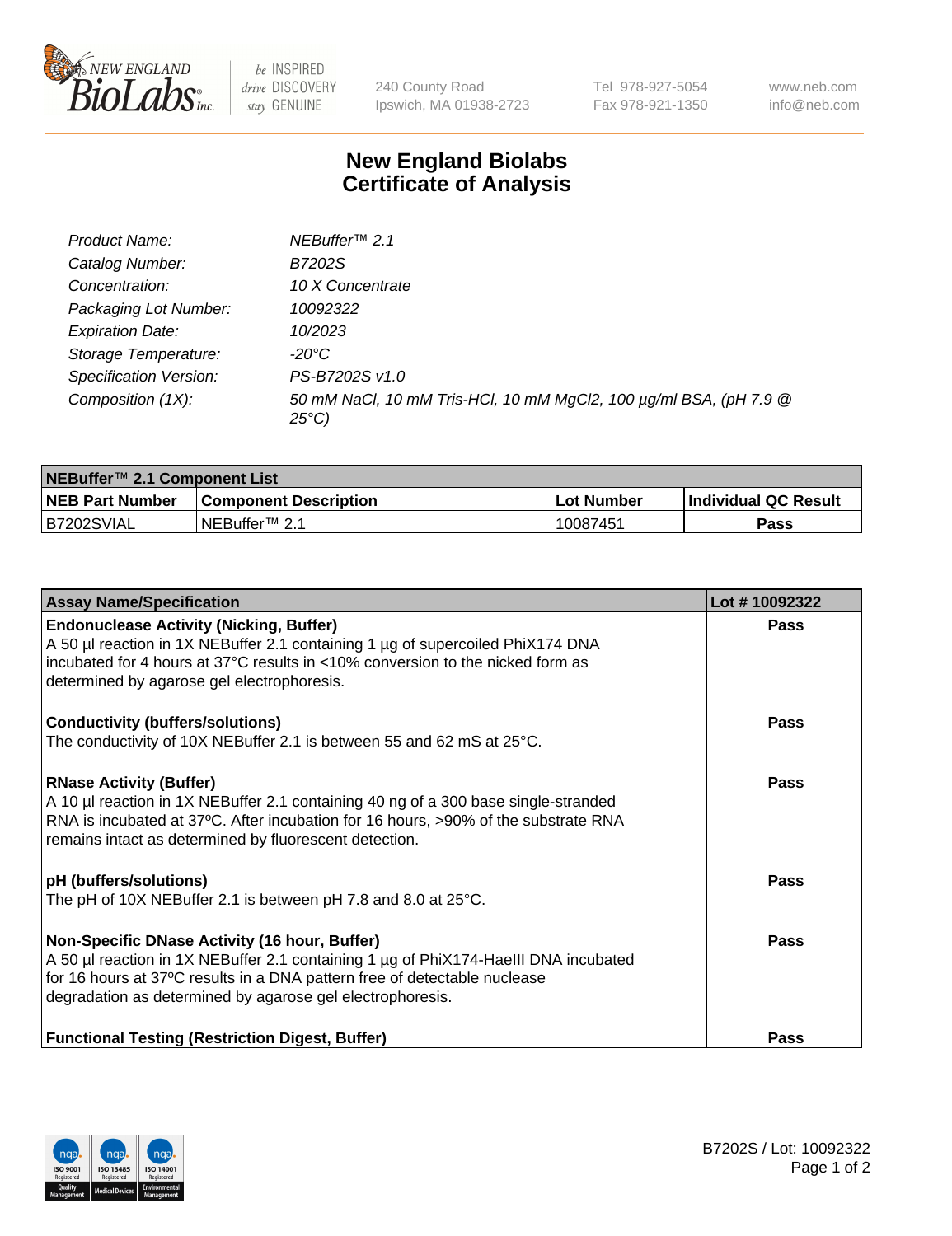# New England Biolabs Certificate of Analysis

| | |
|---|---|
| *Product Name:* | *NEBuffer™ 2.1* |
| *Catalog Number:* | *B7202S* |
| *Concentration:* | *10 X Concentrate* |
| *Packaging Lot Number:* | *10092322* |
| *Expiration Date:* | *10/2023* |
| *Storage Temperature:* | *-20°C* |
| *Specification Version:* | *PS-B7202S v1.0* |
| *Composition (1X):* | *50 mM NaCl, 10 mM Tris-HCl, 10 mM MgCl2, 100 µg/ml BSA, (pH 7.9 @ 25°C)* |

| **NEBuffer™ 2.1 Component List** | | | |
|---|---|---|---|
| **NEB Part Number** | **Component Description** | **Lot Number** | **Individual QC Result** |
| B7202SVIAL | NEBuffer™ 2.1 | 10087451 | **Pass** |

| **Assay Name/Specification** | **Lot # 10092322** |
|---|---|
| **Endonuclease Activity (Nicking, Buffer)**<br>A 50 µl reaction in 1X NEBuffer 2.1 containing 1 µg of supercoiled PhiX174 DNA incubated for 4 hours at 37°C results in <10% conversion to the nicked form as determined by agarose gel electrophoresis. | **Pass** |
| **Conductivity (buffers/solutions)**<br>The conductivity of 10X NEBuffer 2.1 is between 55 and 62 mS at 25°C. | **Pass** |
| **RNase Activity (Buffer)**<br>A 10 µl reaction in 1X NEBuffer 2.1 containing 40 ng of a 300 base single-stranded RNA is incubated at 37ºC. After incubation for 16 hours, >90% of the substrate RNA remains intact as determined by fluorescent detection. | **Pass** |
| **pH (buffers/solutions)**<br>The pH of 10X NEBuffer 2.1 is between pH 7.8 and 8.0 at 25°C. | **Pass** |
| **Non-Specific DNase Activity (16 hour, Buffer)**<br>A 50 µl reaction in 1X NEBuffer 2.1 containing 1 µg of PhiX174-HaeIII DNA incubated for 16 hours at 37ºC results in a DNA pattern free of detectable nuclease degradation as determined by agarose gel electrophoresis. | **Pass** |
| **Functional Testing (Restriction Digest, Buffer)** | **Pass** |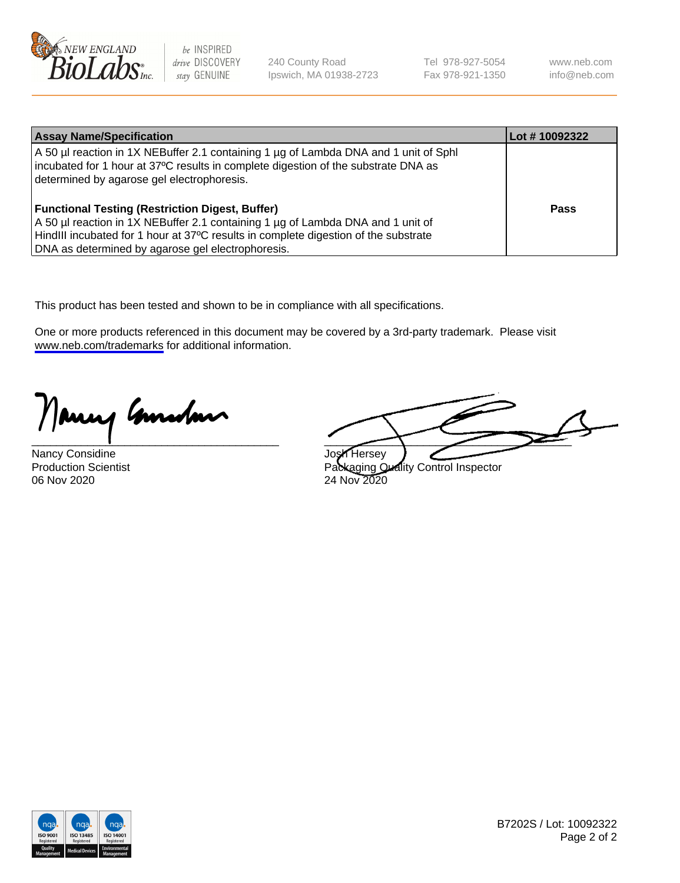240 County Road
Ipswich, MA 01938-2723

Tel 978-927-5054
Fax 978-921-1350

www.neb.com
info@neb.com

| Assay Name/Specification | Lot # 10092322 |
| --- | --- |
| A 50 µl reaction in 1X NEBuffer 2.1 containing 1 µg of Lambda DNA and 1 unit of SphI incubated for 1 hour at 37ºC results in complete digestion of the substrate DNA as determined by agarose gel electrophoresis. | |
| **Functional Testing (Restriction Digest, Buffer)** A 50 µl reaction in 1X NEBuffer 2.1 containing 1 µg of Lambda DNA and 1 unit of HindIII incubated for 1 hour at 37ºC results in complete digestion of the substrate DNA as determined by agarose gel electrophoresis. | **Pass** |

This product has been tested and shown to be in compliance with all specifications.

One or more products referenced in this document may be covered by a 3rd-party trademark. Please visit www.neb.com/trademarks for additional information.

Nancy Considine
Production Scientist
06 Nov 2020

Josh Hersey
Packaging Quality Control Inspector
24 Nov 2020

B7202S / Lot: 10092322